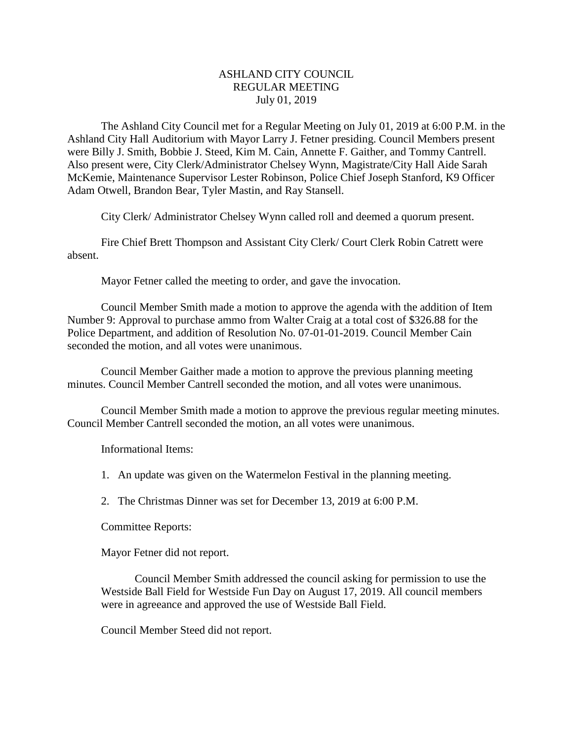ASHLAND CITY COUNCIL
REGULAR MEETING
July 01, 2019

The Ashland City Council met for a Regular Meeting on July 01, 2019 at 6:00 P.M. in the Ashland City Hall Auditorium with Mayor Larry J. Fetner presiding. Council Members present were Billy J. Smith, Bobbie J. Steed, Kim M. Cain, Annette F. Gaither, and Tommy Cantrell. Also present were, City Clerk/Administrator Chelsey Wynn, Magistrate/City Hall Aide Sarah McKemie, Maintenance Supervisor Lester Robinson, Police Chief Joseph Stanford, K9 Officer Adam Otwell, Brandon Bear, Tyler Mastin, and Ray Stansell.

City Clerk/ Administrator Chelsey Wynn called roll and deemed a quorum present.

Fire Chief Brett Thompson and Assistant City Clerk/ Court Clerk Robin Catrett were absent.

Mayor Fetner called the meeting to order, and gave the invocation.

Council Member Smith made a motion to approve the agenda with the addition of Item Number 9: Approval to purchase ammo from Walter Craig at a total cost of $326.88 for the Police Department, and addition of Resolution No. 07-01-01-2019. Council Member Cain seconded the motion, and all votes were unanimous.

Council Member Gaither made a motion to approve the previous planning meeting minutes. Council Member Cantrell seconded the motion, and all votes were unanimous.

Council Member Smith made a motion to approve the previous regular meeting minutes. Council Member Cantrell seconded the motion, an all votes were unanimous.

Informational Items:

1. An update was given on the Watermelon Festival in the planning meeting.

2. The Christmas Dinner was set for December 13, 2019 at 6:00 P.M.

Committee Reports:

Mayor Fetner did not report.

Council Member Smith addressed the council asking for permission to use the Westside Ball Field for Westside Fun Day on August 17, 2019. All council members were in agreeance and approved the use of Westside Ball Field.

Council Member Steed did not report.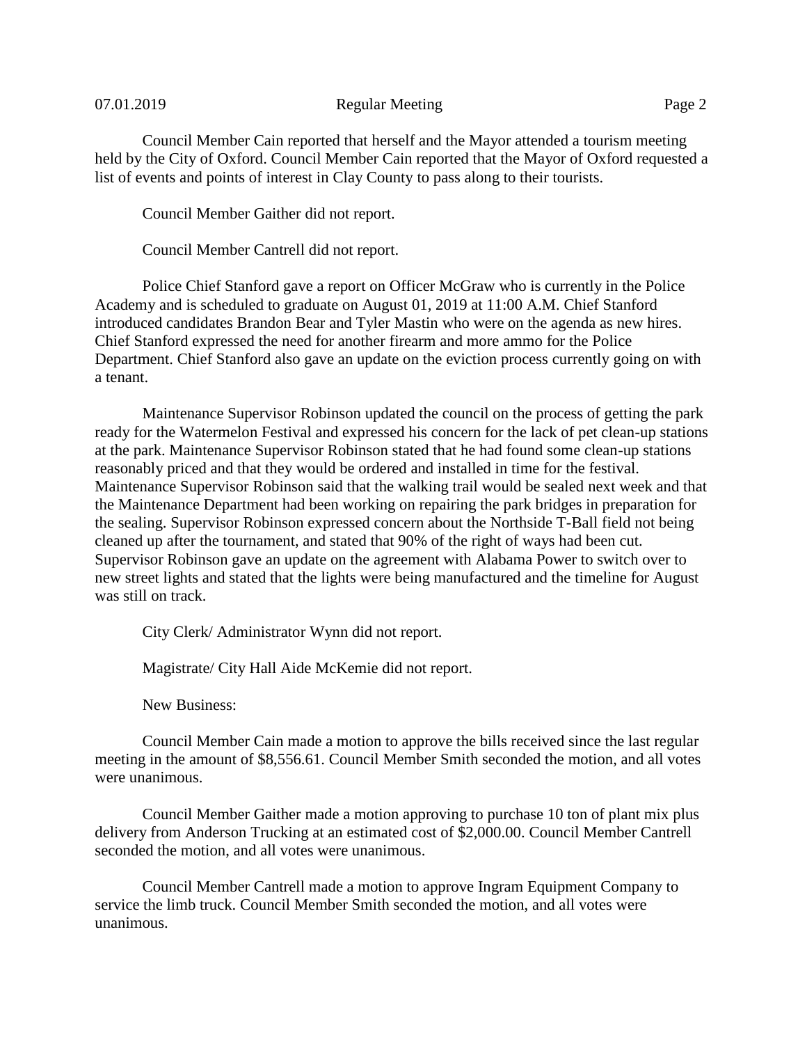Council Member Cain reported that herself and the Mayor attended a tourism meeting held by the City of Oxford. Council Member Cain reported that the Mayor of Oxford requested a list of events and points of interest in Clay County to pass along to their tourists.

Council Member Gaither did not report.

Council Member Cantrell did not report.

Police Chief Stanford gave a report on Officer McGraw who is currently in the Police Academy and is scheduled to graduate on August 01, 2019 at 11:00 A.M. Chief Stanford introduced candidates Brandon Bear and Tyler Mastin who were on the agenda as new hires. Chief Stanford expressed the need for another firearm and more ammo for the Police Department. Chief Stanford also gave an update on the eviction process currently going on with a tenant.

Maintenance Supervisor Robinson updated the council on the process of getting the park ready for the Watermelon Festival and expressed his concern for the lack of pet clean-up stations at the park. Maintenance Supervisor Robinson stated that he had found some clean-up stations reasonably priced and that they would be ordered and installed in time for the festival. Maintenance Supervisor Robinson said that the walking trail would be sealed next week and that the Maintenance Department had been working on repairing the park bridges in preparation for the sealing. Supervisor Robinson expressed concern about the Northside T-Ball field not being cleaned up after the tournament, and stated that 90% of the right of ways had been cut. Supervisor Robinson gave an update on the agreement with Alabama Power to switch over to new street lights and stated that the lights were being manufactured and the timeline for August was still on track.

City Clerk/ Administrator Wynn did not report.

Magistrate/ City Hall Aide McKemie did not report.

New Business:

Council Member Cain made a motion to approve the bills received since the last regular meeting in the amount of $8,556.61. Council Member Smith seconded the motion, and all votes were unanimous.

Council Member Gaither made a motion approving to purchase 10 ton of plant mix plus delivery from Anderson Trucking at an estimated cost of $2,000.00. Council Member Cantrell seconded the motion, and all votes were unanimous.

Council Member Cantrell made a motion to approve Ingram Equipment Company to service the limb truck. Council Member Smith seconded the motion, and all votes were unanimous.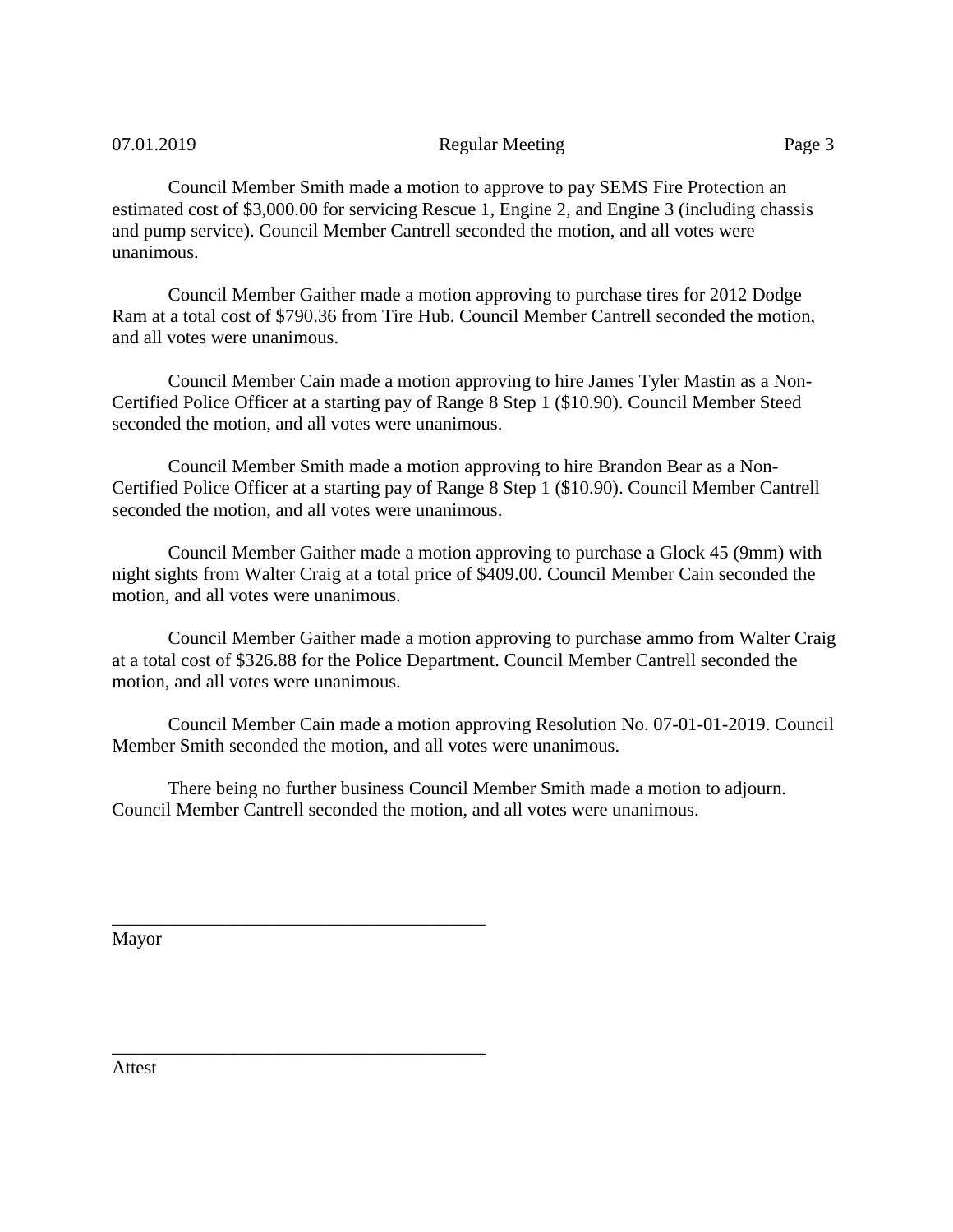Council Member Smith made a motion to approve to pay SEMS Fire Protection an estimated cost of $3,000.00 for servicing Rescue 1, Engine 2, and Engine 3 (including chassis and pump service). Council Member Cantrell seconded the motion, and all votes were unanimous.

Council Member Gaither made a motion approving to purchase tires for 2012 Dodge Ram at a total cost of $790.36 from Tire Hub. Council Member Cantrell seconded the motion, and all votes were unanimous.

Council Member Cain made a motion approving to hire James Tyler Mastin as a Non-Certified Police Officer at a starting pay of Range 8 Step 1 ($10.90). Council Member Steed seconded the motion, and all votes were unanimous.

Council Member Smith made a motion approving to hire Brandon Bear as a Non-Certified Police Officer at a starting pay of Range 8 Step 1 ($10.90). Council Member Cantrell seconded the motion, and all votes were unanimous.

Council Member Gaither made a motion approving to purchase a Glock 45 (9mm) with night sights from Walter Craig at a total price of $409.00. Council Member Cain seconded the motion, and all votes were unanimous.

Council Member Gaither made a motion approving to purchase ammo from Walter Craig at a total cost of $326.88 for the Police Department. Council Member Cantrell seconded the motion, and all votes were unanimous.

Council Member Cain made a motion approving Resolution No. 07-01-01-2019. Council Member Smith seconded the motion, and all votes were unanimous.

There being no further business Council Member Smith made a motion to adjourn. Council Member Cantrell seconded the motion, and all votes were unanimous.

\_\_\_\_\_\_\_\_\_\_\_\_\_\_\_\_\_\_\_\_\_\_\_\_\_\_\_\_\_\_\_\_\_\_\_\_\_\_\_\_

Mayor

\_\_\_\_\_\_\_\_\_\_\_\_\_\_\_\_\_\_\_\_\_\_\_\_\_\_\_\_\_\_\_\_\_\_\_\_\_\_\_\_

Attest